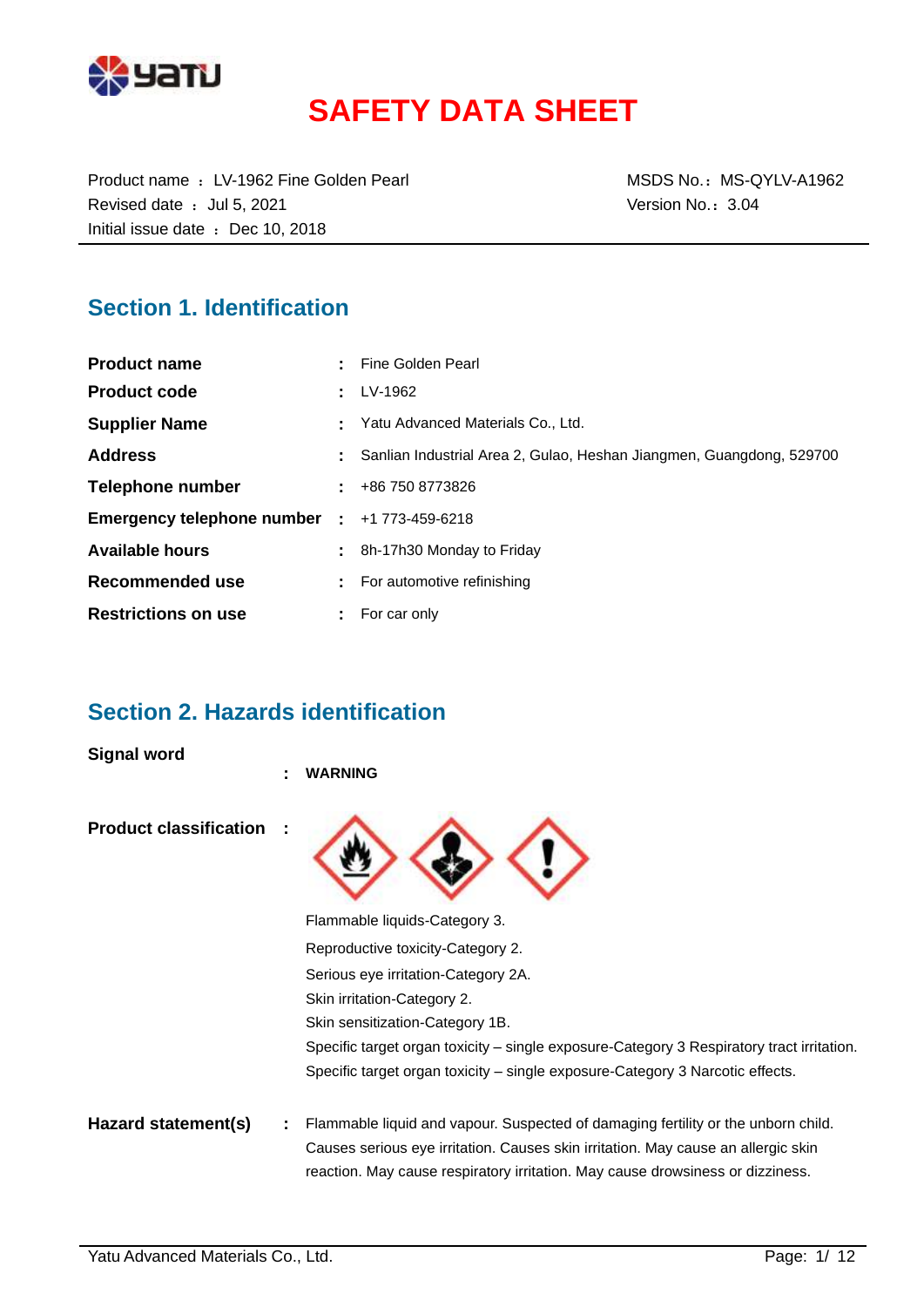# SAFETY DATA SHEET

Product name ： LV-1962 Fine Golden Pearl
Revised date ： Jul 5, 2021
Initial issue date ： Dec 10, 2018

MSDS No.： MS-QYLV-A1962
Version No.： 3.04

## Section 1. Identification

| | | |
|---|---|---|
| **Product name** | : | Fine Golden Pearl |
| **Product code** | : | LV-1962 |
| **Supplier Name** | : | Yatu Advanced Materials Co., Ltd. |
| **Address** | : | Sanlian Industrial Area 2, Gulao, Heshan Jiangmen, Guangdong, 529700 |
| **Telephone number** | : | +86 750 8773826 |
| **Emergency telephone number** | : | +1 773-459-6218 |
| **Available hours** | : | 8h-17h30 Monday to Friday |
| **Recommended use** | : | For automotive refinishing |
| **Restrictions on use** | : | For car only |

## Section 2. Hazards identification

**Signal word** : **WARNING**

**Product classification** :

Flammable liquids-Category 3.
Reproductive toxicity-Category 2.
Serious eye irritation-Category 2A.
Skin irritation-Category 2.
Skin sensitization-Category 1B.
Specific target organ toxicity – single exposure-Category 3 Respiratory tract irritation.
Specific target organ toxicity – single exposure-Category 3 Narcotic effects.

**Hazard statement(s)** : Flammable liquid and vapour. Suspected of damaging fertility or the unborn child. Causes serious eye irritation. Causes skin irritation. May cause an allergic skin reaction. May cause respiratory irritation. May cause drowsiness or dizziness.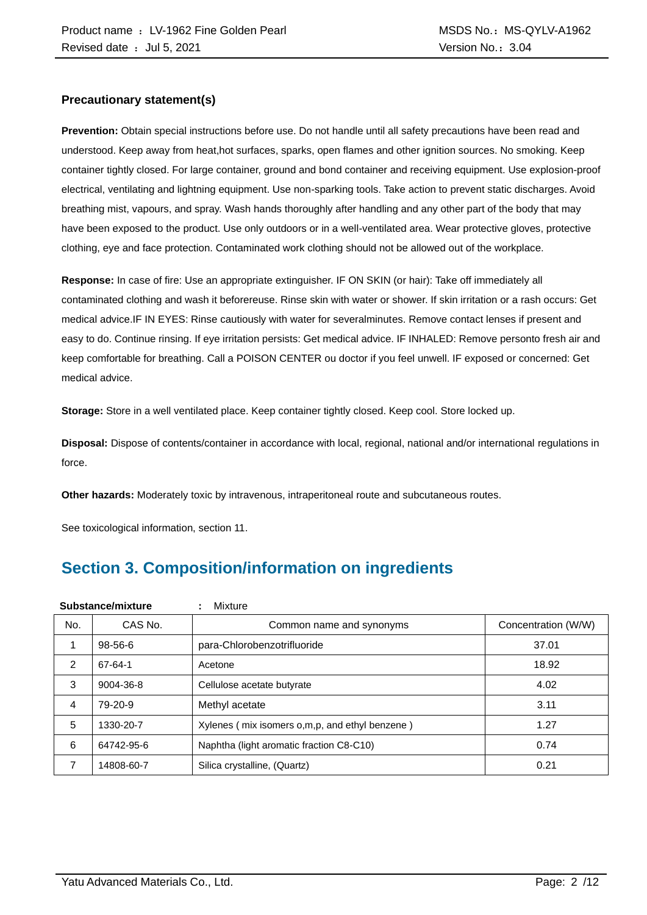### Precautionary statement(s)

**Prevention:** Obtain special instructions before use. Do not handle until all safety precautions have been read and understood. Keep away from heat,hot surfaces, sparks, open flames and other ignition sources. No smoking. Keep container tightly closed. For large container, ground and bond container and receiving equipment. Use explosion-proof electrical, ventilating and lightning equipment. Use non-sparking tools. Take action to prevent static discharges. Avoid breathing mist, vapours, and spray. Wash hands thoroughly after handling and any other part of the body that may have been exposed to the product. Use only outdoors or in a well-ventilated area. Wear protective gloves, protective clothing, eye and face protection. Contaminated work clothing should not be allowed out of the workplace.

**Response:** In case of fire: Use an appropriate extinguisher. IF ON SKIN (or hair): Take off immediately all contaminated clothing and wash it beforereuse. Rinse skin with water or shower. If skin irritation or a rash occurs: Get medical advice.IF IN EYES: Rinse cautiously with water for severalminutes. Remove contact lenses if present and easy to do. Continue rinsing. If eye irritation persists: Get medical advice. IF INHALED: Remove personto fresh air and keep comfortable for breathing. Call a POISON CENTER ou doctor if you feel unwell. IF exposed or concerned: Get medical advice.

**Storage:** Store in a well ventilated place. Keep container tightly closed. Keep cool. Store locked up.

**Disposal:** Dispose of contents/container in accordance with local, regional, national and/or international regulations in force.

**Other hazards:** Moderately toxic by intravenous, intraperitoneal route and subcutaneous routes.

See toxicological information, section 11.

## Section 3. Composition/information on ingredients

**Substance/mixture** : Mixture

| No. | CAS No. | Common name and synonyms | Concentration (W/W) |
|---|---|---|---|
| 1 | 98-56-6 | para-Chlorobenzotrifluoride | 37.01 |
| 2 | 67-64-1 | Acetone | 18.92 |
| 3 | 9004-36-8 | Cellulose acetate butyrate | 4.02 |
| 4 | 79-20-9 | Methyl acetate | 3.11 |
| 5 | 1330-20-7 | Xylenes ( mix isomers o,m,p, and ethyl benzene ) | 1.27 |
| 6 | 64742-95-6 | Naphtha (light aromatic fraction C8-C10) | 0.74 |
| 7 | 14808-60-7 | Silica crystalline, (Quartz) | 0.21 |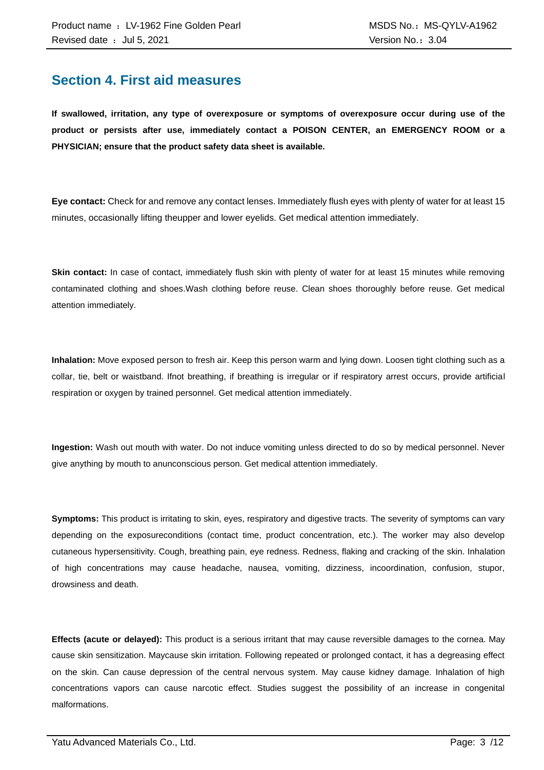## Section 4. First aid measures

**If swallowed, irritation, any type of overexposure or symptoms of overexposure occur during use of the product or persists after use, immediately contact a POISON CENTER, an EMERGENCY ROOM or a PHYSICIAN; ensure that the product safety data sheet is available.**

**Eye contact:** Check for and remove any contact lenses. Immediately flush eyes with plenty of water for at least 15 minutes, occasionally lifting theupper and lower eyelids. Get medical attention immediately.

**Skin contact:** In case of contact, immediately flush skin with plenty of water for at least 15 minutes while removing contaminated clothing and shoes.Wash clothing before reuse. Clean shoes thoroughly before reuse. Get medical attention immediately.

**Inhalation:** Move exposed person to fresh air. Keep this person warm and lying down. Loosen tight clothing such as a collar, tie, belt or waistband. Ifnot breathing, if breathing is irregular or if respiratory arrest occurs, provide artificial respiration or oxygen by trained personnel. Get medical attention immediately.

**Ingestion:** Wash out mouth with water. Do not induce vomiting unless directed to do so by medical personnel. Never give anything by mouth to anunconscious person. Get medical attention immediately.

**Symptoms:** This product is irritating to skin, eyes, respiratory and digestive tracts. The severity of symptoms can vary depending on the exposureconditions (contact time, product concentration, etc.). The worker may also develop cutaneous hypersensitivity. Cough, breathing pain, eye redness. Redness, flaking and cracking of the skin. Inhalation of high concentrations may cause headache, nausea, vomiting, dizziness, incoordination, confusion, stupor, drowsiness and death.

**Effects (acute or delayed):** This product is a serious irritant that may cause reversible damages to the cornea. May cause skin sensitization. Maycause skin irritation. Following repeated or prolonged contact, it has a degreasing effect on the skin. Can cause depression of the central nervous system. May cause kidney damage. Inhalation of high concentrations vapors can cause narcotic effect. Studies suggest the possibility of an increase in congenital malformations.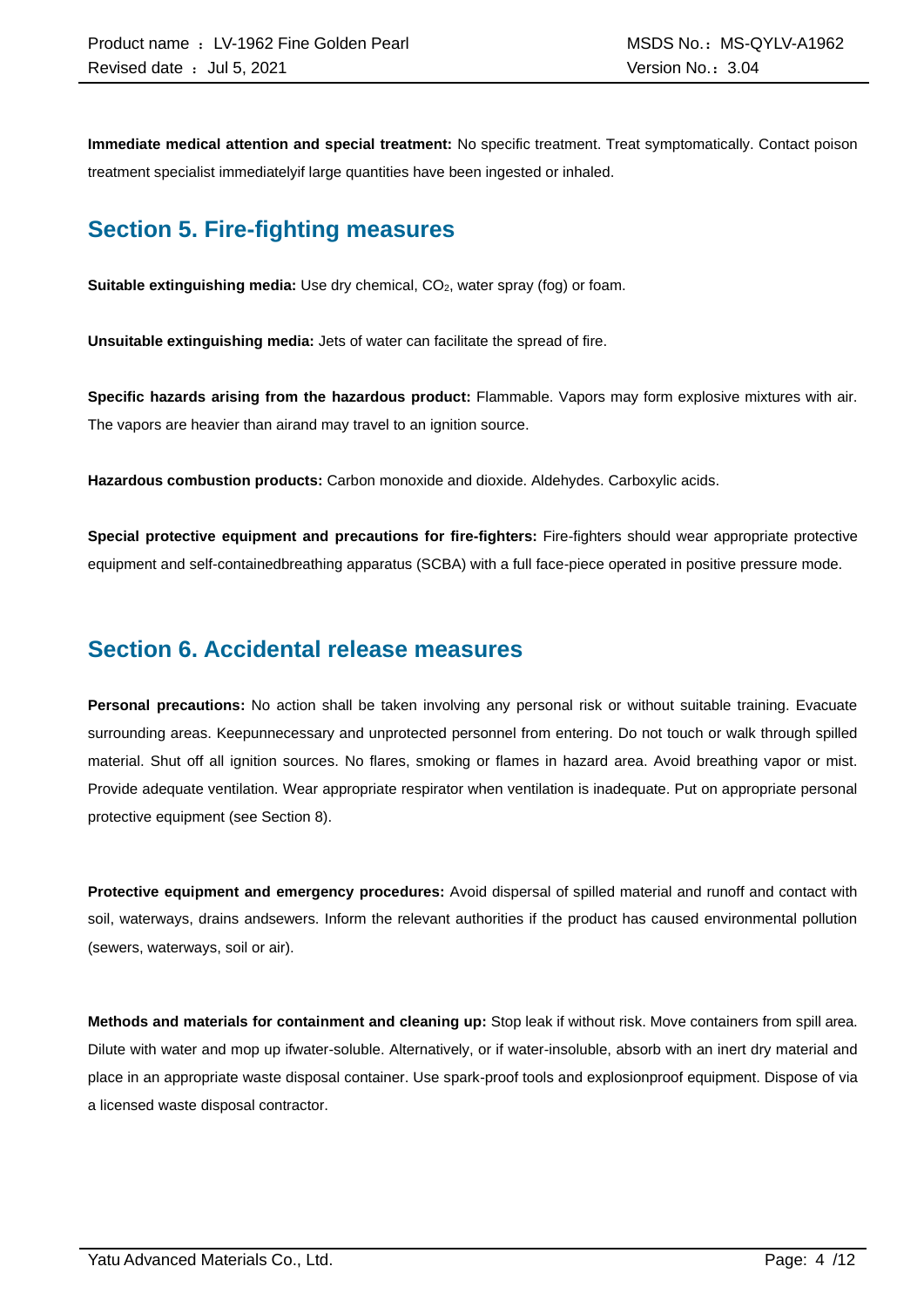**Immediate medical attention and special treatment:** No specific treatment. Treat symptomatically. Contact poison treatment specialist immediatelyif large quantities have been ingested or inhaled.

## Section 5. Fire-fighting measures

**Suitable extinguishing media:** Use dry chemical, $CO_2$, water spray (fog) or foam.

**Unsuitable extinguishing media:** Jets of water can facilitate the spread of fire.

**Specific hazards arising from the hazardous product:** Flammable. Vapors may form explosive mixtures with air. The vapors are heavier than airand may travel to an ignition source.

**Hazardous combustion products:** Carbon monoxide and dioxide. Aldehydes. Carboxylic acids.

**Special protective equipment and precautions for fire-fighters:** Fire-fighters should wear appropriate protective equipment and self-containedbreathing apparatus (SCBA) with a full face-piece operated in positive pressure mode.

## Section 6. Accidental release measures

**Personal precautions:** No action shall be taken involving any personal risk or without suitable training. Evacuate surrounding areas. Keepunnecessary and unprotected personnel from entering. Do not touch or walk through spilled material. Shut off all ignition sources. No flares, smoking or flames in hazard area. Avoid breathing vapor or mist. Provide adequate ventilation. Wear appropriate respirator when ventilation is inadequate. Put on appropriate personal protective equipment (see Section 8).

**Protective equipment and emergency procedures:** Avoid dispersal of spilled material and runoff and contact with soil, waterways, drains andsewers. Inform the relevant authorities if the product has caused environmental pollution (sewers, waterways, soil or air).

**Methods and materials for containment and cleaning up:** Stop leak if without risk. Move containers from spill area. Dilute with water and mop up ifwater-soluble. Alternatively, or if water-insoluble, absorb with an inert dry material and place in an appropriate waste disposal container. Use spark-proof tools and explosionproof equipment. Dispose of via a licensed waste disposal contractor.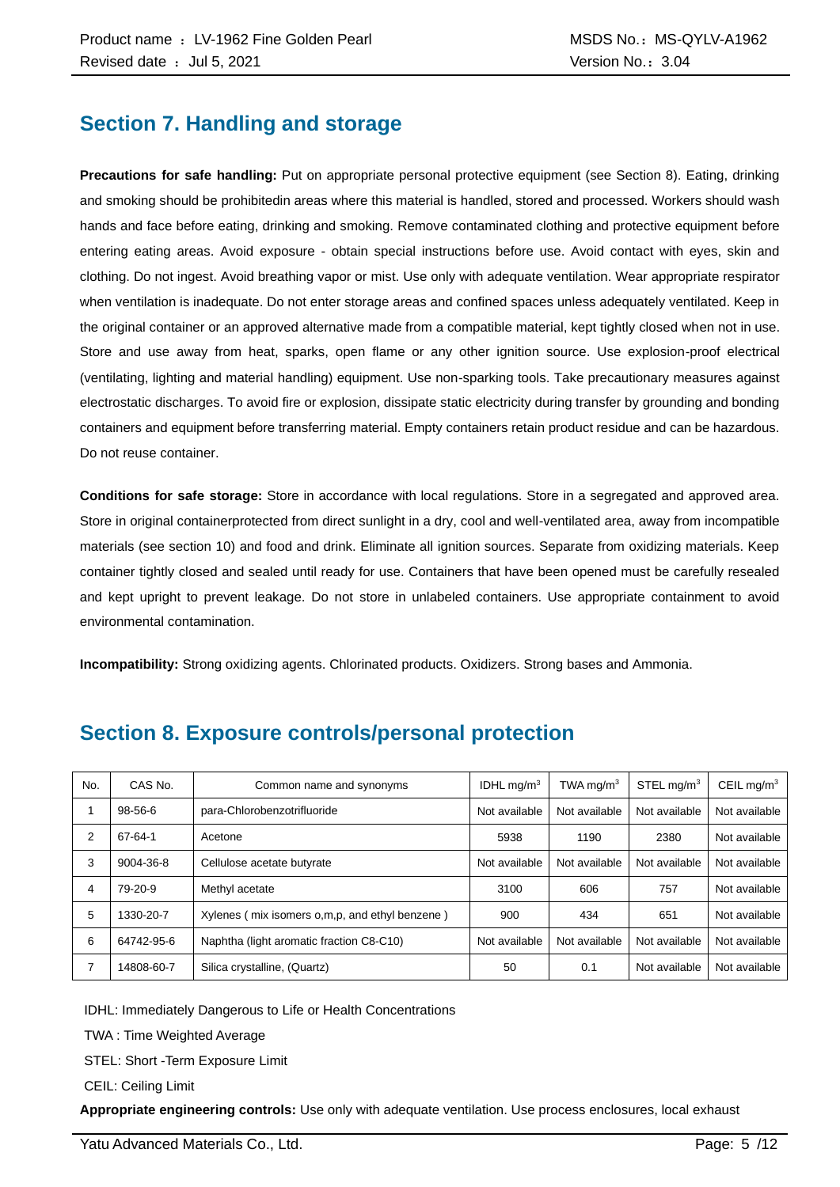## Section 7. Handling and storage

**Precautions for safe handling:** Put on appropriate personal protective equipment (see Section 8). Eating, drinking and smoking should be prohibitedin areas where this material is handled, stored and processed. Workers should wash hands and face before eating, drinking and smoking. Remove contaminated clothing and protective equipment before entering eating areas. Avoid exposure - obtain special instructions before use. Avoid contact with eyes, skin and clothing. Do not ingest. Avoid breathing vapor or mist. Use only with adequate ventilation. Wear appropriate respirator when ventilation is inadequate. Do not enter storage areas and confined spaces unless adequately ventilated. Keep in the original container or an approved alternative made from a compatible material, kept tightly closed when not in use. Store and use away from heat, sparks, open flame or any other ignition source. Use explosion-proof electrical (ventilating, lighting and material handling) equipment. Use non-sparking tools. Take precautionary measures against electrostatic discharges. To avoid fire or explosion, dissipate static electricity during transfer by grounding and bonding containers and equipment before transferring material. Empty containers retain product residue and can be hazardous. Do not reuse container.

**Conditions for safe storage:** Store in accordance with local regulations. Store in a segregated and approved area. Store in original containerprotected from direct sunlight in a dry, cool and well-ventilated area, away from incompatible materials (see section 10) and food and drink. Eliminate all ignition sources. Separate from oxidizing materials. Keep container tightly closed and sealed until ready for use. Containers that have been opened must be carefully resealed and kept upright to prevent leakage. Do not store in unlabeled containers. Use appropriate containment to avoid environmental contamination.

**Incompatibility:** Strong oxidizing agents. Chlorinated products. Oxidizers. Strong bases and Ammonia.

## Section 8. Exposure controls/personal protection

| No. | CAS No. | Common name and synonyms | IDHL mg/m$^3$ | TWA mg/m$^3$ | STEL mg/m$^3$ | CEIL mg/m$^3$ |
|---|---|---|---|---|---|---|
| 1 | 98-56-6 | para-Chlorobenzotrifluoride | Not available | Not available | Not available | Not available |
| 2 | 67-64-1 | Acetone | 5938 | 1190 | 2380 | Not available |
| 3 | 9004-36-8 | Cellulose acetate butyrate | Not available | Not available | Not available | Not available |
| 4 | 79-20-9 | Methyl acetate | 3100 | 606 | 757 | Not available |
| 5 | 1330-20-7 | Xylenes ( mix isomers o,m,p, and ethyl benzene ) | 900 | 434 | 651 | Not available |
| 6 | 64742-95-6 | Naphtha (light aromatic fraction C8-C10) | Not available | Not available | Not available | Not available |
| 7 | 14808-60-7 | Silica crystalline, (Quartz) | 50 | 0.1 | Not available | Not available |

IDHL: Immediately Dangerous to Life or Health Concentrations

TWA : Time Weighted Average

STEL: Short -Term Exposure Limit

CEIL: Ceiling Limit

**Appropriate engineering controls:** Use only with adequate ventilation. Use process enclosures, local exhaust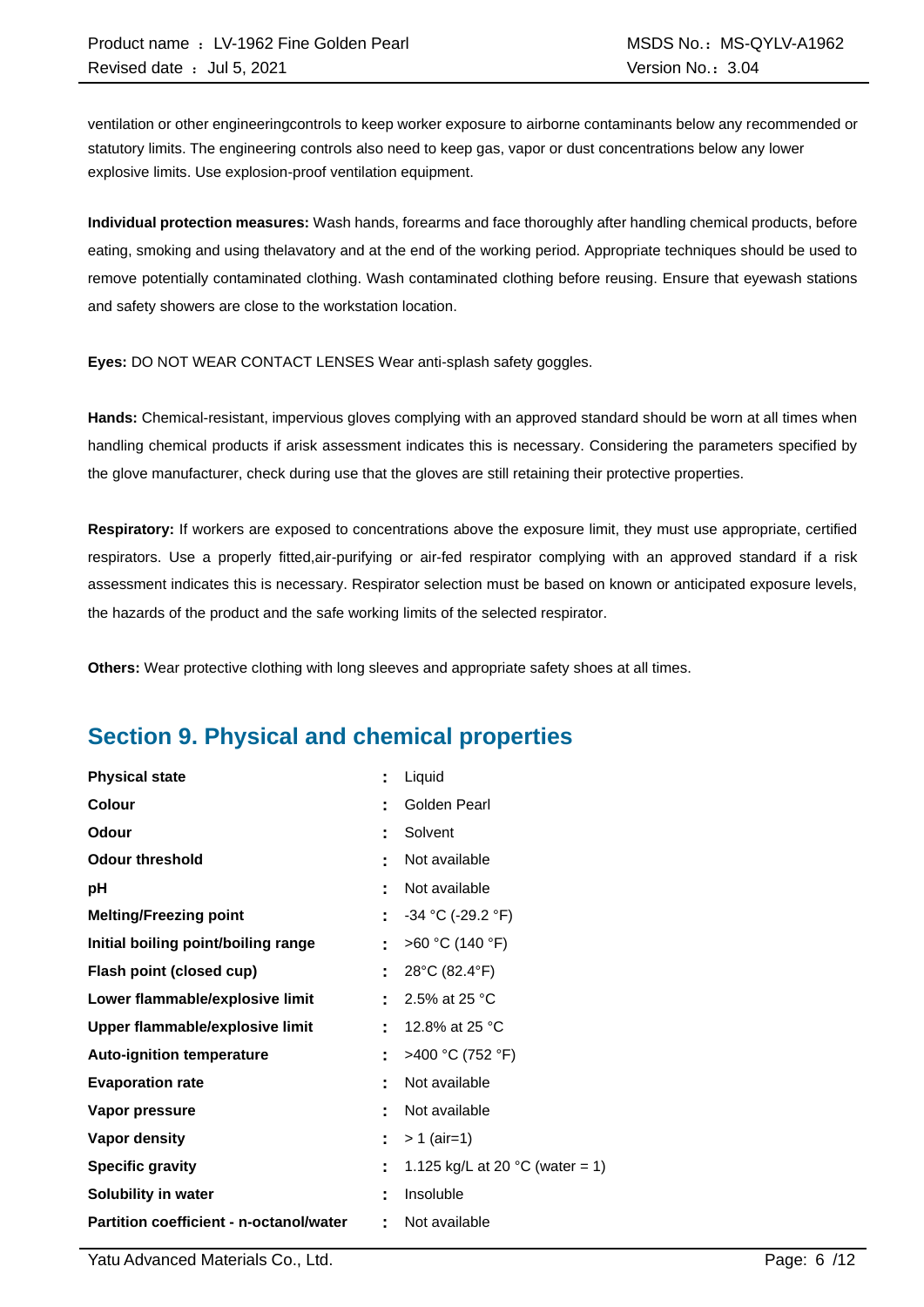ventilation or other engineeringcontrols to keep worker exposure to airborne contaminants below any recommended or statutory limits. The engineering controls also need to keep gas, vapor or dust concentrations below any lower explosive limits. Use explosion-proof ventilation equipment.

**Individual protection measures:** Wash hands, forearms and face thoroughly after handling chemical products, before eating, smoking and using thelavatory and at the end of the working period. Appropriate techniques should be used to remove potentially contaminated clothing. Wash contaminated clothing before reusing. Ensure that eyewash stations and safety showers are close to the workstation location.

**Eyes:** DO NOT WEAR CONTACT LENSES Wear anti-splash safety goggles.

**Hands:** Chemical-resistant, impervious gloves complying with an approved standard should be worn at all times when handling chemical products if arisk assessment indicates this is necessary. Considering the parameters specified by the glove manufacturer, check during use that the gloves are still retaining their protective properties.

**Respiratory:** If workers are exposed to concentrations above the exposure limit, they must use appropriate, certified respirators. Use a properly fitted,air-purifying or air-fed respirator complying with an approved standard if a risk assessment indicates this is necessary. Respirator selection must be based on known or anticipated exposure levels, the hazards of the product and the safe working limits of the selected respirator.

**Others:** Wear protective clothing with long sleeves and appropriate safety shoes at all times.

## Section 9. Physical and chemical properties

| | | |
|---|---|---|
| **Physical state** | : | Liquid |
| **Colour** | : | Golden Pearl |
| **Odour** | : | Solvent |
| **Odour threshold** | : | Not available |
| **pH** | : | Not available |
| **Melting/Freezing point** | : | -34 °C (-29.2 °F) |
| **Initial boiling point/boiling range** | : | >60 °C (140 °F) |
| **Flash point (closed cup)** | : | 28°C (82.4°F) |
| **Lower flammable/explosive limit** | : | 2.5% at 25 °C |
| **Upper flammable/explosive limit** | : | 12.8% at 25 °C |
| **Auto-ignition temperature** | : | >400 °C (752 °F) |
| **Evaporation rate** | : | Not available |
| **Vapor pressure** | : | Not available |
| **Vapor density** | : | > 1 (air=1) |
| **Specific gravity** | : | 1.125 kg/L at 20 °C (water = 1) |
| **Solubility in water** | : | Insoluble |
| **Partition coefficient - n-octanol/water** | : | Not available |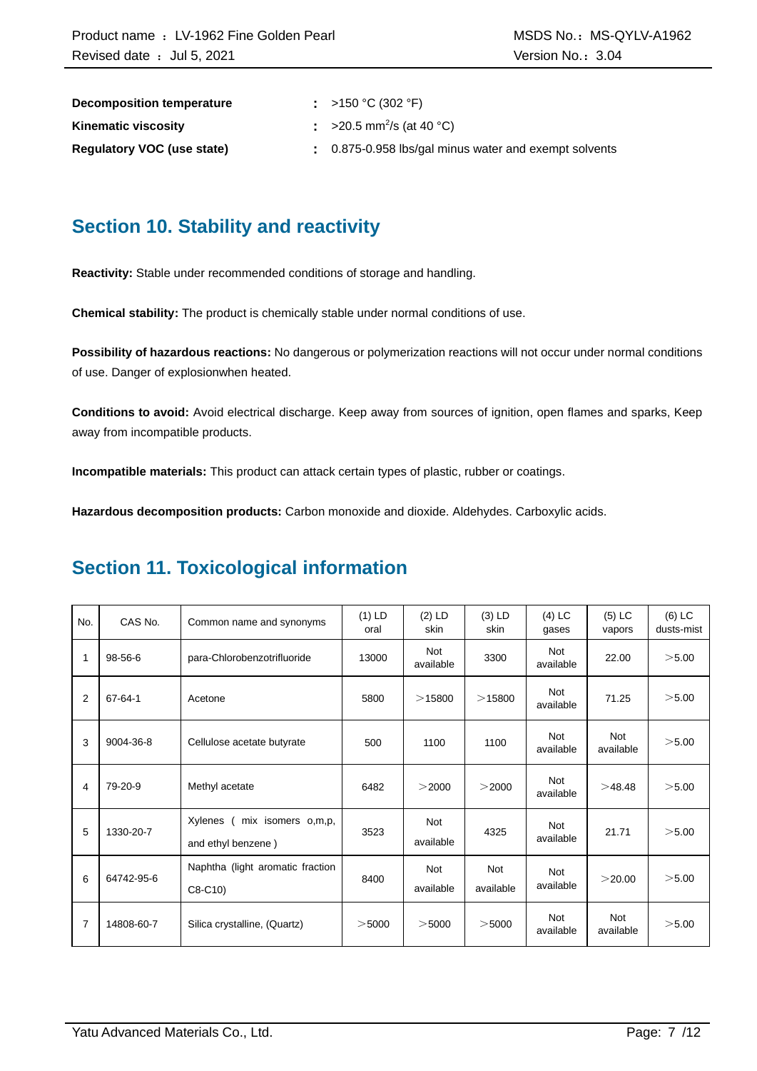**Decomposition temperature** : >150 °C (302 °F)

**Kinematic viscosity** : >20.5 $mm^2/s$ (at 40 °C)

**Regulatory VOC (use state)** : 0.875-0.958 lbs/gal minus water and exempt solvents

## Section 10. Stability and reactivity

**Reactivity:** Stable under recommended conditions of storage and handling.

**Chemical stability:** The product is chemically stable under normal conditions of use.

**Possibility of hazardous reactions:** No dangerous or polymerization reactions will not occur under normal conditions of use. Danger of explosionwhen heated.

**Conditions to avoid:** Avoid electrical discharge. Keep away from sources of ignition, open flames and sparks, Keep away from incompatible products.

**Incompatible materials:** This product can attack certain types of plastic, rubber or coatings.

**Hazardous decomposition products:** Carbon monoxide and dioxide. Aldehydes. Carboxylic acids.

## Section 11. Toxicological information

| No. | CAS No. | Common name and synonyms | (1) LD oral | (2) LD skin | (3) LD skin | (4) LC gases | (5) LC vapors | (6) LC dusts-mist |
|---|---|---|---|---|---|---|---|---|
| 1 | 98-56-6 | para-Chlorobenzotrifluoride | 13000 | Not available | 3300 | Not available | 22.00 | ＞5.00 |
| 2 | 67-64-1 | Acetone | 5800 | ＞15800 | ＞15800 | Not available | 71.25 | ＞5.00 |
| 3 | 9004-36-8 | Cellulose acetate butyrate | 500 | 1100 | 1100 | Not available | Not available | ＞5.00 |
| 4 | 79-20-9 | Methyl acetate | 6482 | ＞2000 | ＞2000 | Not available | ＞48.48 | ＞5.00 |
| 5 | 1330-20-7 | Xylenes ( mix isomers o,m,p, and ethyl benzene ) | 3523 | Not available | 4325 | Not available | 21.71 | ＞5.00 |
| 6 | 64742-95-6 | Naphtha (light aromatic fraction C8-C10) | 8400 | Not available | Not available | Not available | ＞20.00 | ＞5.00 |
| 7 | 14808-60-7 | Silica crystalline, (Quartz) | ＞5000 | ＞5000 | ＞5000 | Not available | Not available | ＞5.00 |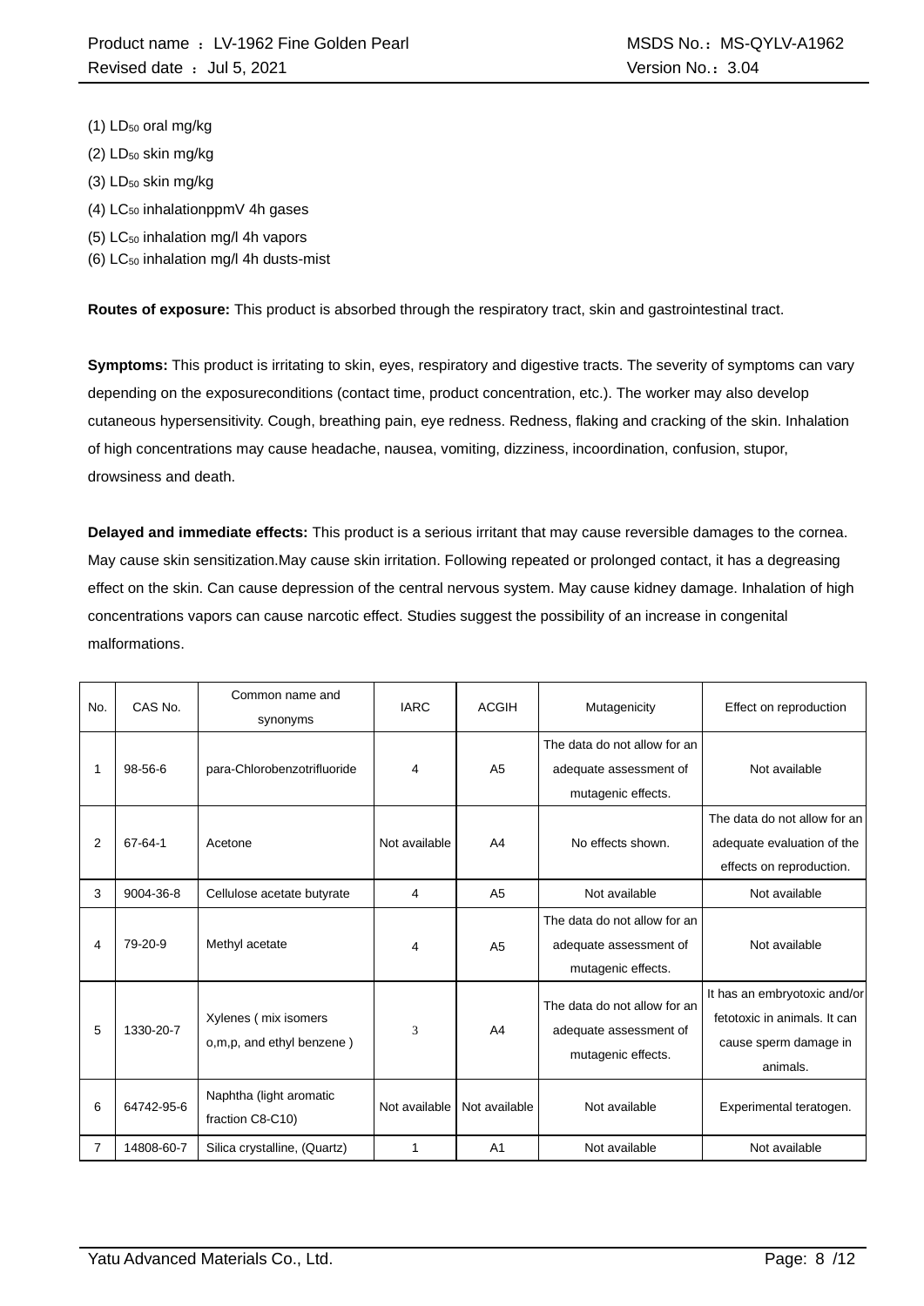(1) $LD_{50}$ oral mg/kg

(2) $LD_{50}$ skin mg/kg

(3) $LD_{50}$ skin mg/kg

(4) $LC_{50}$ inhalationppmV 4h gases

(5) $LC_{50}$ inhalation mg/l 4h vapors

(6) $LC_{50}$ inhalation mg/l 4h dusts-mist

**Routes of exposure:** This product is absorbed through the respiratory tract, skin and gastrointestinal tract.

**Symptoms:** This product is irritating to skin, eyes, respiratory and digestive tracts. The severity of symptoms can vary depending on the exposureconditions (contact time, product concentration, etc.). The worker may also develop cutaneous hypersensitivity. Cough, breathing pain, eye redness. Redness, flaking and cracking of the skin. Inhalation of high concentrations may cause headache, nausea, vomiting, dizziness, incoordination, confusion, stupor, drowsiness and death.

**Delayed and immediate effects:** This product is a serious irritant that may cause reversible damages to the cornea. May cause skin sensitization.May cause skin irritation. Following repeated or prolonged contact, it has a degreasing effect on the skin. Can cause depression of the central nervous system. May cause kidney damage. Inhalation of high concentrations vapors can cause narcotic effect. Studies suggest the possibility of an increase in congenital malformations.

| No. | CAS No. | Common name and synonyms | IARC | ACGIH | Mutagenicity | Effect on reproduction |
|---|---|---|---|---|---|---|
| 1 | 98-56-6 | para-Chlorobenzotrifluoride | 4 | A5 | The data do not allow for an adequate assessment of mutagenic effects. | Not available |
| 2 | 67-64-1 | Acetone | Not available | A4 | No effects shown. | The data do not allow for an adequate evaluation of the effects on reproduction. |
| 3 | 9004-36-8 | Cellulose acetate butyrate | 4 | A5 | Not available | Not available |
| 4 | 79-20-9 | Methyl acetate | 4 | A5 | The data do not allow for an adequate assessment of mutagenic effects. | Not available |
| 5 | 1330-20-7 | Xylenes ( mix isomers o,m,p, and ethyl benzene ) | 3 | A4 | The data do not allow for an adequate assessment of mutagenic effects. | It has an embryotoxic and/or fetotoxic in animals. It can cause sperm damage in animals. |
| 6 | 64742-95-6 | Naphtha (light aromatic fraction C8-C10) | Not available | Not available | Not available | Experimental teratogen. |
| 7 | 14808-60-7 | Silica crystalline, (Quartz) | 1 | A1 | Not available | Not available |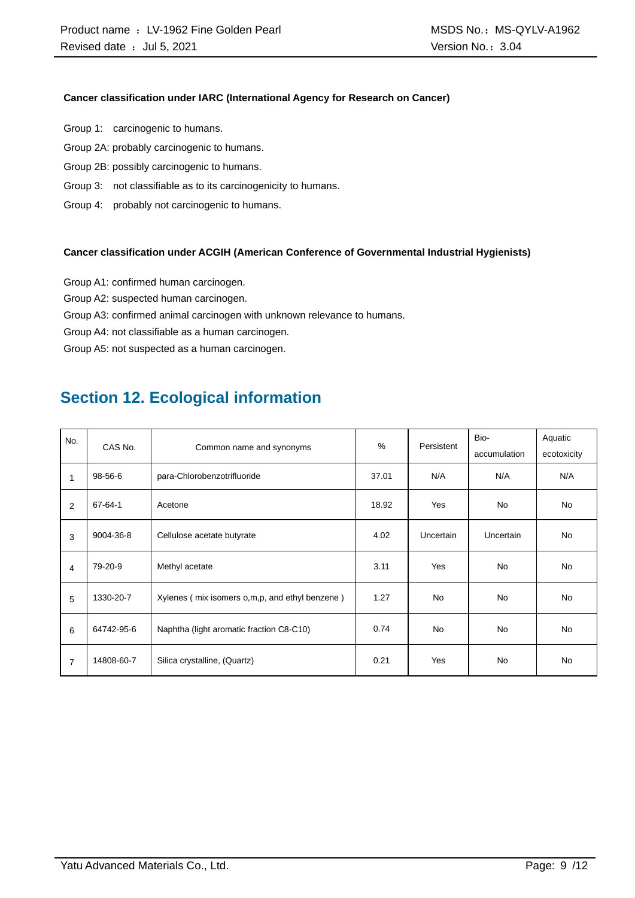**Cancer classification under IARC (International Agency for Research on Cancer)**

Group 1: carcinogenic to humans.

Group 2A: probably carcinogenic to humans.

Group 2B: possibly carcinogenic to humans.

Group 3: not classifiable as to its carcinogenicity to humans.

Group 4: probably not carcinogenic to humans.

**Cancer classification under ACGIH (American Conference of Governmental Industrial Hygienists)**

Group A1: confirmed human carcinogen.

Group A2: suspected human carcinogen.

Group A3: confirmed animal carcinogen with unknown relevance to humans.

Group A4: not classifiable as a human carcinogen.

Group A5: not suspected as a human carcinogen.

## Section 12. Ecological information

| No. | CAS No. | Common name and synonyms | % | Persistent | Bio-accumulation | Aquatic ecotoxicity |
|---|---|---|---|---|---|---|
| 1 | 98-56-6 | para-Chlorobenzotrifluoride | 37.01 | N/A | N/A | N/A |
| 2 | 67-64-1 | Acetone | 18.92 | Yes | No | No |
| 3 | 9004-36-8 | Cellulose acetate butyrate | 4.02 | Uncertain | Uncertain | No |
| 4 | 79-20-9 | Methyl acetate | 3.11 | Yes | No | No |
| 5 | 1330-20-7 | Xylenes ( mix isomers o,m,p, and ethyl benzene ) | 1.27 | No | No | No |
| 6 | 64742-95-6 | Naphtha (light aromatic fraction C8-C10) | 0.74 | No | No | No |
| 7 | 14808-60-7 | Silica crystalline, (Quartz) | 0.21 | Yes | No | No |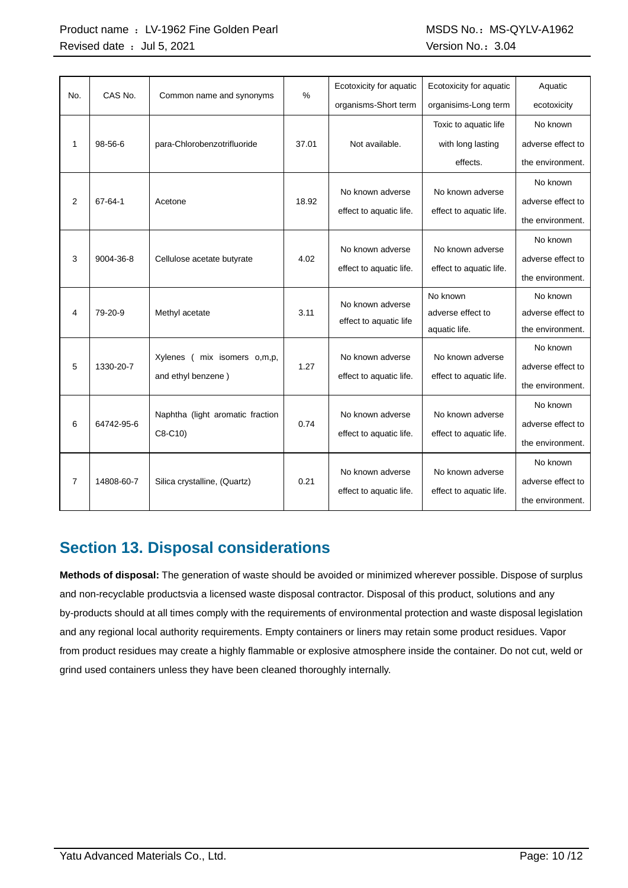| No. | CAS No. | Common name and synonyms | % | Ecotoxicity for aquatic organisms-Short term | Ecotoxicity for aquatic organisims-Long term | Aquatic ecotoxicity |
|---|---|---|---|---|---|---|
| 1 | 98-56-6 | para-Chlorobenzotrifluoride | 37.01 | Not available. | Toxic to aquatic life with long lasting effects. | No known adverse effect to the environment. |
| 2 | 67-64-1 | Acetone | 18.92 | No known adverse effect to aquatic life. | No known adverse effect to aquatic life. | No known adverse effect to the environment. |
| 3 | 9004-36-8 | Cellulose acetate butyrate | 4.02 | No known adverse effect to aquatic life. | No known adverse effect to aquatic life. | No known adverse effect to the environment. |
| 4 | 79-20-9 | Methyl acetate | 3.11 | No known adverse effect to aquatic life | No known adverse effect to aquatic life. | No known adverse effect to the environment. |
| 5 | 1330-20-7 | Xylenes ( mix isomers o,m,p, and ethyl benzene ) | 1.27 | No known adverse effect to aquatic life. | No known adverse effect to aquatic life. | No known adverse effect to the environment. |
| 6 | 64742-95-6 | Naphtha (light aromatic fraction C8-C10) | 0.74 | No known adverse effect to aquatic life. | No known adverse effect to aquatic life. | No known adverse effect to the environment. |
| 7 | 14808-60-7 | Silica crystalline, (Quartz) | 0.21 | No known adverse effect to aquatic life. | No known adverse effect to aquatic life. | No known adverse effect to the environment. |

## Section 13. Disposal considerations

**Methods of disposal:** The generation of waste should be avoided or minimized wherever possible. Dispose of surplus and non-recyclable productsvia a licensed waste disposal contractor. Disposal of this product, solutions and any by-products should at all times comply with the requirements of environmental protection and waste disposal legislation and any regional local authority requirements. Empty containers or liners may retain some product residues. Vapor from product residues may create a highly flammable or explosive atmosphere inside the container. Do not cut, weld or grind used containers unless they have been cleaned thoroughly internally.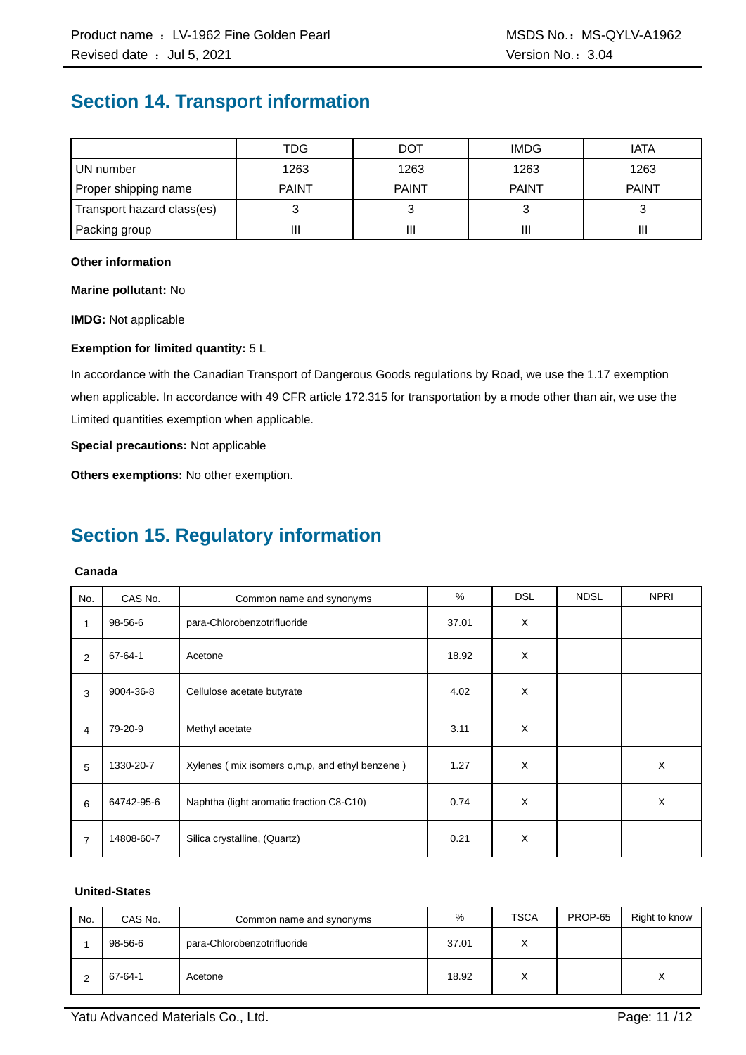## Section 14. Transport information

| | TDG | DOT | IMDG | IATA |
|---|---|---|---|---|
| UN number | 1263 | 1263 | 1263 | 1263 |
| Proper shipping name | PAINT | PAINT | PAINT | PAINT |
| Transport hazard class(es) | 3 | 3 | 3 | 3 |
| Packing group | III | III | III | III |

**Other information**

**Marine pollutant:** No

**IMDG:** Not applicable

**Exemption for limited quantity:** 5 L

In accordance with the Canadian Transport of Dangerous Goods regulations by Road, we use the 1.17 exemption when applicable. In accordance with 49 CFR article 172.315 for transportation by a mode other than air, we use the Limited quantities exemption when applicable.

**Special precautions:** Not applicable

**Others exemptions:** No other exemption.

## Section 15. Regulatory information

**Canada**

| No. | CAS No. | Common name and synonyms | % | DSL | NDSL | NPRI |
|---|---|---|---|---|---|---|
| 1 | 98-56-6 | para-Chlorobenzotrifluoride | 37.01 | X | | |
| 2 | 67-64-1 | Acetone | 18.92 | X | | |
| 3 | 9004-36-8 | Cellulose acetate butyrate | 4.02 | X | | |
| 4 | 79-20-9 | Methyl acetate | 3.11 | X | | |
| 5 | 1330-20-7 | Xylenes ( mix isomers o,m,p, and ethyl benzene ) | 1.27 | X | | X |
| 6 | 64742-95-6 | Naphtha (light aromatic fraction C8-C10) | 0.74 | X | | X |
| 7 | 14808-60-7 | Silica crystalline, (Quartz) | 0.21 | X | | |

**United-States**

| No. | CAS No. | Common name and synonyms | % | TSCA | PROP-65 | Right to know |
|---|---|---|---|---|---|---|
| 1 | 98-56-6 | para-Chlorobenzotrifluoride | 37.01 | X | | |
| 2 | 67-64-1 | Acetone | 18.92 | X | | X |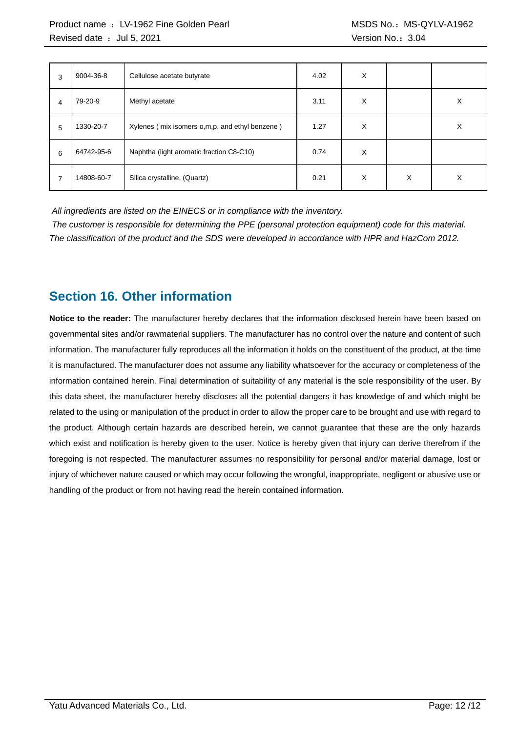| | | | | | | |
|---|---|---|---|---|---|---|
| 3 | 9004-36-8 | Cellulose acetate butyrate | 4.02 | X | | |
| 4 | 79-20-9 | Methyl acetate | 3.11 | X | | X |
| 5 | 1330-20-7 | Xylenes ( mix isomers o,m,p, and ethyl benzene ) | 1.27 | X | | X |
| 6 | 64742-95-6 | Naphtha (light aromatic fraction C8-C10) | 0.74 | X | | |
| 7 | 14808-60-7 | Silica crystalline, (Quartz) | 0.21 | X | X | X |

*All ingredients are listed on the EINECS or in compliance with the inventory.*

*The customer is responsible for determining the PPE (personal protection equipment) code for this material.*

*The classification of the product and the SDS were developed in accordance with HPR and HazCom 2012.*

## Section 16. Other information

**Notice to the reader:** The manufacturer hereby declares that the information disclosed herein have been based on governmental sites and/or rawmaterial suppliers. The manufacturer has no control over the nature and content of such information. The manufacturer fully reproduces all the information it holds on the constituent of the product, at the time it is manufactured. The manufacturer does not assume any liability whatsoever for the accuracy or completeness of the information contained herein. Final determination of suitability of any material is the sole responsibility of the user. By this data sheet, the manufacturer hereby discloses all the potential dangers it has knowledge of and which might be related to the using or manipulation of the product in order to allow the proper care to be brought and use with regard to the product. Although certain hazards are described herein, we cannot guarantee that these are the only hazards which exist and notification is hereby given to the user. Notice is hereby given that injury can derive therefrom if the foregoing is not respected. The manufacturer assumes no responsibility for personal and/or material damage, lost or injury of whichever nature caused or which may occur following the wrongful, inappropriate, negligent or abusive use or handling of the product or from not having read the herein contained information.